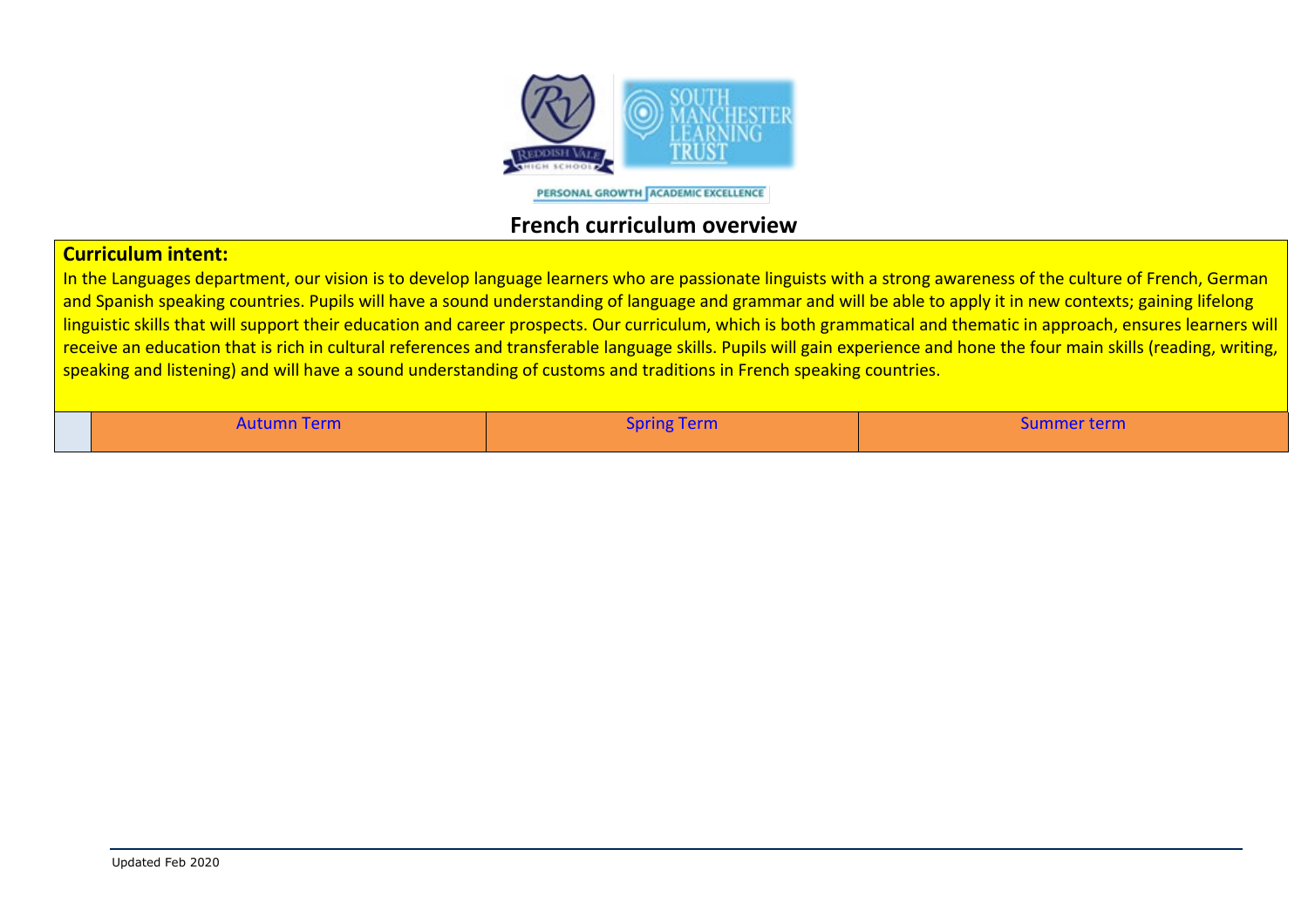PERSONAL GROWTH | ACADEMIC EXCELLENCE

# French curriculum overview

**Curriculum intent:**

In the Languages department, our vision is to develop language learners who are passionate linguists with a strong awareness of the culture of French, German and Spanish speaking countries. Pupils will have a sound understanding of language and grammar and will be able to apply it in new contexts; gaining lifelong linguistic skills that will support their education and career prospects. Our curriculum, which is both grammatical and thematic in approach, ensures learners will receive an education that is rich in cultural references and transferable language skills. Pupils will gain experience and hone the four main skills (reading, writing, speaking and listening) and will have a sound understanding of customs and traditions in French speaking countries.

| | Autumn Term | Spring Term | Summer term |
|---|---|---|---|

Updated Feb 2020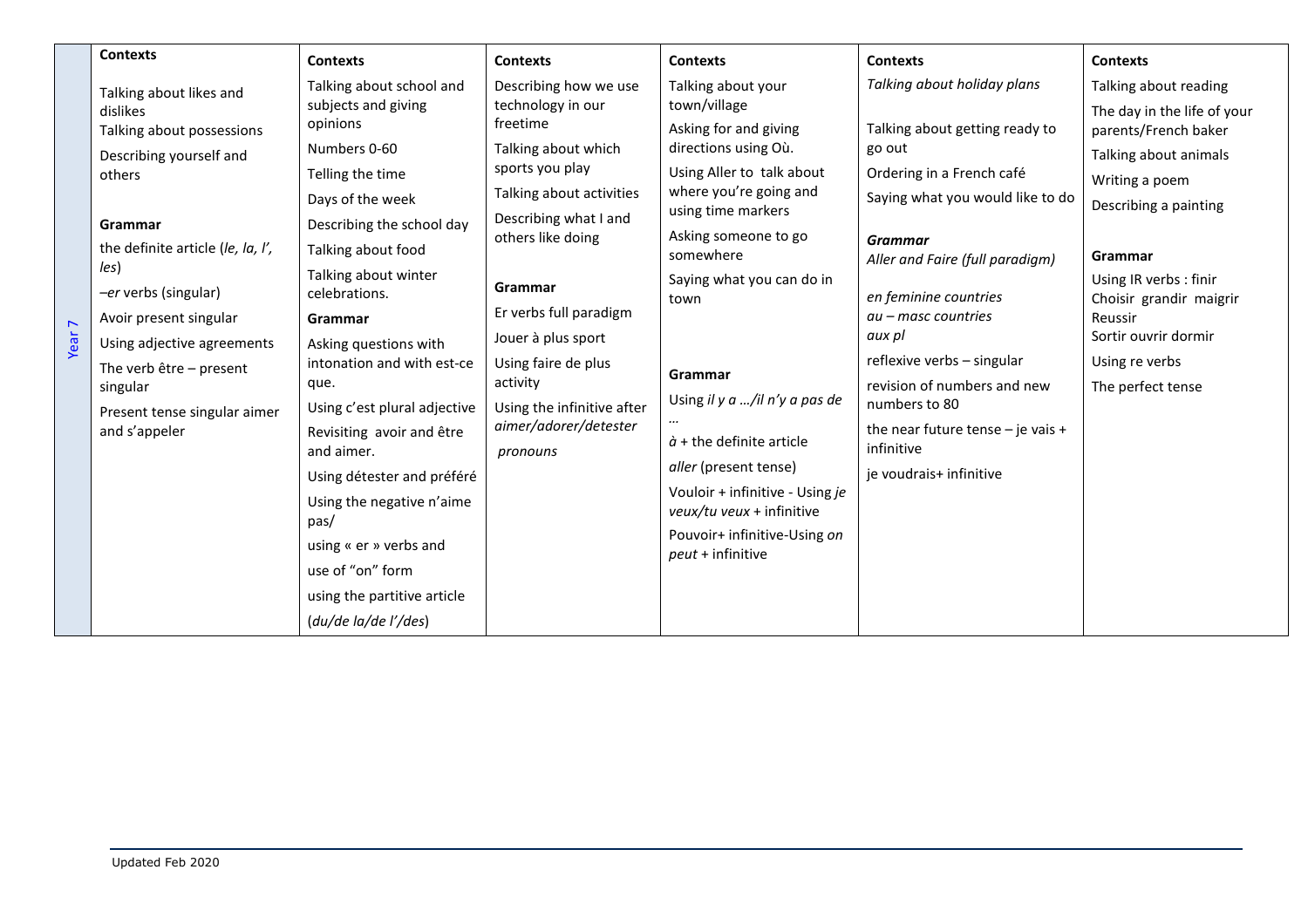| | | | | | | |
|---|---|---|---|---|---|---|
| Year 7 | **Contexts**<br><br>Talking about likes and dislikes<br>Talking about possessions<br>Describing yourself and others<br><br>**Grammar**<br>the definite article (*le, la, l', les*)<br>–*er* verbs (singular)<br>Avoir present singular<br>Using adjective agreements<br>The verb être – present singular<br>Present tense singular aimer and s'appeler | **Contexts**<br><br>Talking about school and subjects and giving opinions<br>Numbers 0-60<br>Telling the time<br>Days of the week<br>Describing the school day<br>Talking about food<br>Talking about winter celebrations.<br><br>**Grammar**<br>Asking questions with intonation and with est-ce que.<br>Using c'est plural adjective<br>Revisiting avoir and être and aimer.<br>Using détester and préféré<br>Using the negative n'aime pas/<br>using « er » verbs and<br>use of "on" form<br>using the partitive article (*du/de la/de l'/des*) | **Contexts**<br><br>Describing how we use technology in our freetime<br>Talking about which sports you play<br>Talking about activities<br>Describing what I and others like doing<br><br>**Grammar**<br>Er verbs full paradigm<br>Jouer à plus sport<br>Using faire de plus activity<br>Using the infinitive after *aimer/adorer/detester*<br>*pronouns* | **Contexts**<br><br>Talking about your town/village<br>Asking for and giving directions using Où.<br>Using Aller to talk about where you're going and using time markers<br>Asking someone to go somewhere<br>Saying what you can do in town<br><br>**Grammar**<br>Using *il y a …/il n'y a pas de …*<br>*à* + the definite article<br>*aller* (present tense)<br>Vouloir + infinitive - Using *je veux/tu veux* + infinitive<br>Pouvoir+ infinitive-Using *on peut* + infinitive | **Contexts**<br><br>*Talking about holiday plans*<br><br>Talking about getting ready to go out<br>Ordering in a French café<br>Saying what you would like to do<br><br>***Grammar***<br>*Aller and Faire (full paradigm)*<br><br>*en feminine countries*<br>*au – masc countries*<br>*aux pl*<br>reflexive verbs – singular<br>revision of numbers and new numbers to 80<br>the near future tense – je vais + infinitive<br>je voudrais+ infinitive | **Contexts**<br><br>Talking about reading<br>The day in the life of your parents/French baker<br>Talking about animals<br>Writing a poem<br>Describing a painting<br><br>**Grammar**<br>Using IR verbs : finir Choisir grandir maigrir Reussir<br>Sortir ouvrir dormir<br>Using re verbs<br>The perfect tense |

Updated Feb 2020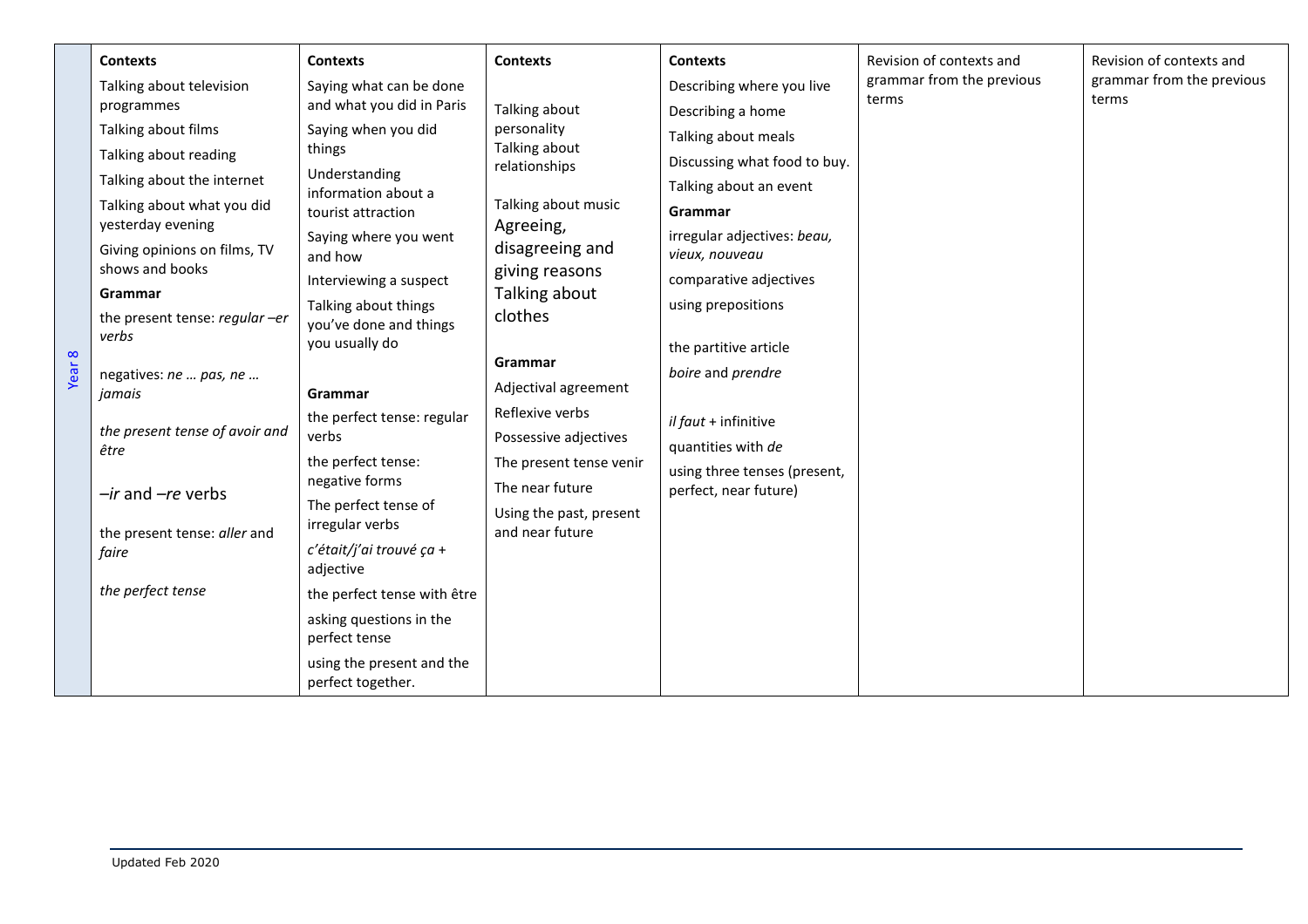| Year 8 | **Contexts**<br>Talking about television programmes<br>Talking about films<br>Talking about reading<br>Talking about the internet<br>Talking about what you did yesterday evening<br>Giving opinions on films, TV shows and books<br>**Grammar**<br>the present tense: *regular –er verbs*<br>negatives: *ne … pas, ne … jamais*<br>*the present tense of avoir and être*<br>*–ir* and *–re* verbs<br>the present tense: *aller* and *faire*<br>*the perfect tense* | **Contexts**<br>Saying what can be done and what you did in Paris<br>Saying when you did things<br>Understanding information about a tourist attraction<br>Saying where you went and how<br>Interviewing a suspect<br>Talking about things you've done and things you usually do<br>**Grammar**<br>the perfect tense: regular verbs<br>the perfect tense: negative forms<br>The perfect tense of irregular verbs<br>*c'était/j'ai trouvé ça* + adjective<br>the perfect tense with être<br>asking questions in the perfect tense<br>using the present and the perfect together. | **Contexts**<br>Talking about personality<br>Talking about relationships<br>Talking about music<br>Agreeing, disagreeing and giving reasons<br>Talking about clothes<br>**Grammar**<br>Adjectival agreement<br>Reflexive verbs<br>Possessive adjectives<br>The present tense venir<br>The near future<br>Using the past, present and near future | **Contexts**<br>Describing where you live<br>Describing a home<br>Talking about meals<br>Discussing what food to buy.<br>Talking about an event<br>**Grammar**<br>irregular adjectives: *beau, vieux, nouveau*<br>comparative adjectives<br>using prepositions<br>the partitive article<br>*boire* and *prendre*<br>*il faut* + infinitive<br>quantities with *de*<br>using three tenses (present, perfect, near future) | Revision of contexts and grammar from the previous terms | Revision of contexts and grammar from the previous terms |
|---|---|---|---|---|---|---|

Updated Feb 2020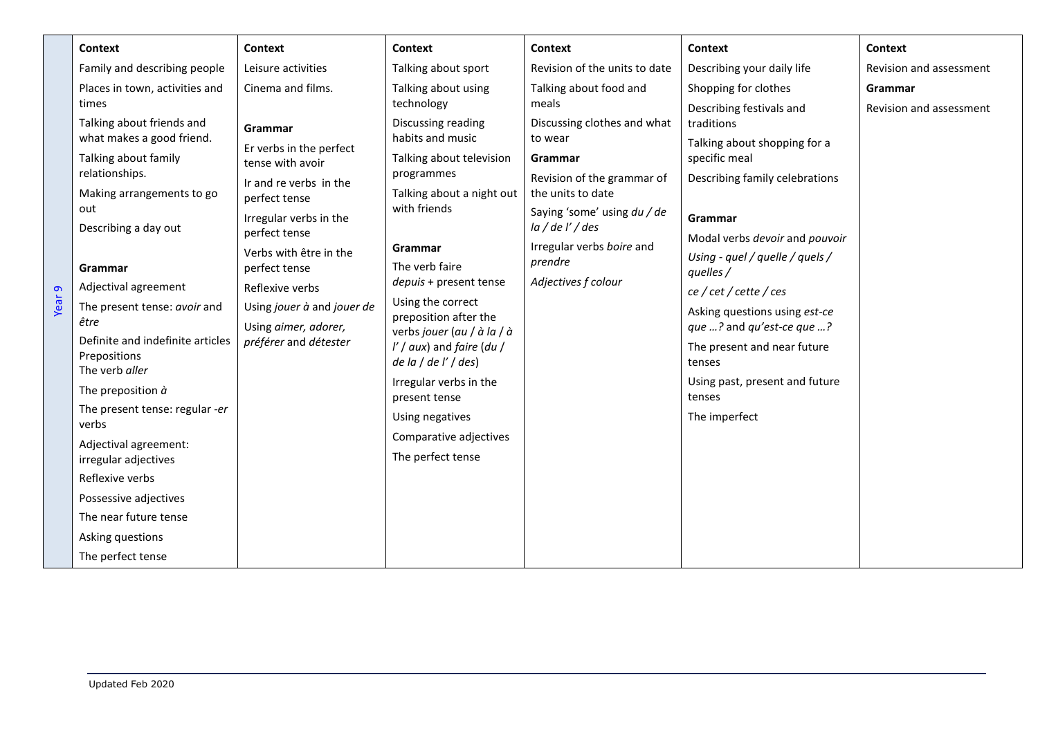| | | | | | | |
|---|---|---|---|---|---|---|
| Year 9 | **Context**<br>Family and describing people<br>Places in town, activities and times<br>Talking about friends and what makes a good friend.<br>Talking about family relationships.<br>Making arrangements to go out<br>Describing a day out<br><br>**Grammar**<br>Adjectival agreement<br>The present tense: *avoir* and *être*<br>Definite and indefinite articles Prepositions<br>The verb *aller*<br>The preposition *à*<br>The present tense: regular *-er* verbs<br>Adjectival agreement: irregular adjectives<br>Reflexive verbs<br>Possessive adjectives<br>The near future tense<br>Asking questions<br>The perfect tense | **Context**<br>Leisure activities<br>Cinema and films.<br><br>**Grammar**<br>Er verbs in the perfect tense with avoir<br>Ir and re verbs in the perfect tense<br>Irregular verbs in the perfect tense<br>Verbs with être in the perfect tense<br>Reflexive verbs<br>Using *jouer à* and *jouer de*<br>Using *aimer, adorer, préférer* and *détester* | **Context**<br>Talking about sport<br>Talking about using technology<br>Discussing reading habits and music<br>Talking about television programmes<br>Talking about a night out with friends<br><br>**Grammar**<br>The verb faire<br>*depuis* + present tense<br>Using the correct preposition after the verbs *jouer* (*au / à la / à l' / aux*) and *faire* (*du / de la / de l' / des*)<br>Irregular verbs in the present tense<br>Using negatives<br>Comparative adjectives<br>The perfect tense | **Context**<br>Revision of the units to date<br>Talking about food and meals<br>Discussing clothes and what to wear<br>**Grammar**<br>Revision of the grammar of the units to date<br>Saying 'some' using *du / de la / de l' / des*<br>Irregular verbs *boire* and *prendre*<br>*Adjectives f colour* | **Context**<br>Describing your daily life<br>Shopping for clothes<br>Describing festivals and traditions<br>Talking about shopping for a specific meal<br>Describing family celebrations<br><br>**Grammar**<br>Modal verbs *devoir* and *pouvoir*<br>*Using - quel / quelle / quels / quelles /*<br>*ce / cet / cette / ces*<br>Asking questions using *est-ce que …?* and *qu'est-ce que …?*<br>The present and near future tenses<br>Using past, present and future tenses<br>The imperfect | **Context**<br>Revision and assessment<br>**Grammar**<br>Revision and assessment |

Updated Feb 2020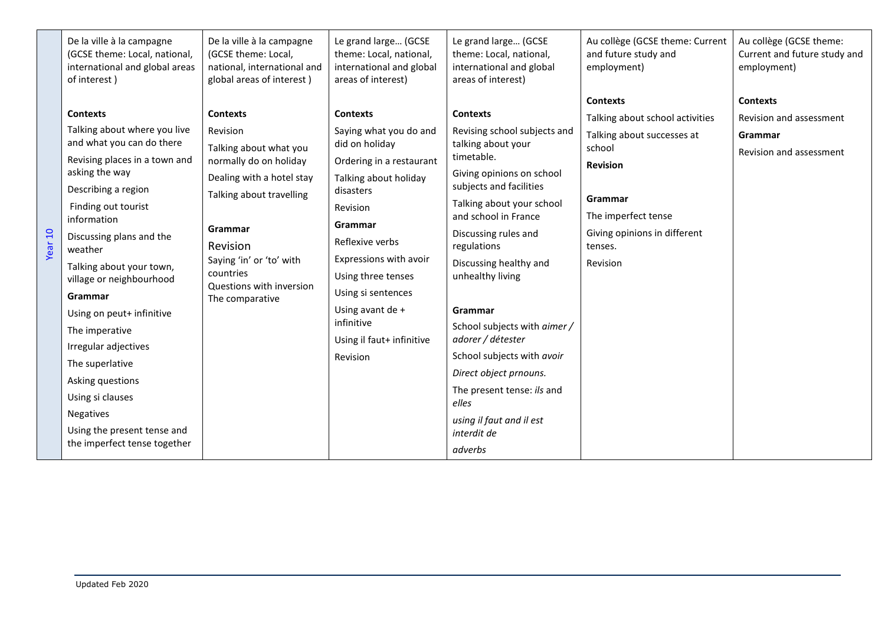| Year 10 | De la ville à la campagne (GCSE theme: Local, national, international and global areas of interest ) | De la ville à la campagne (GCSE theme: Local, national, international and global areas of interest ) | Le grand large… (GCSE theme: Local, national, international and global areas of interest) | Le grand large… (GCSE theme: Local, national, international and global areas of interest) | Au collège (GCSE theme: Current and future study and employment) | Au collège (GCSE theme: Current and future study and employment) |
|---|---|---|---|---|---|---|
| | **Contexts**<br>Talking about where you live and what you can do there<br>Revising places in a town and asking the way<br>Describing a region<br>Finding out tourist information<br>Discussing plans and the weather<br>Talking about your town, village or neighbourhood<br>**Grammar**<br>Using on peut+ infinitive<br>The imperative<br>Irregular adjectives<br>The superlative<br>Asking questions<br>Using si clauses<br>Negatives<br>Using the present tense and the imperfect tense together | **Contexts**<br>Revision<br>Talking about what you normally do on holiday<br>Dealing with a hotel stay<br>Talking about travelling<br>**Grammar**<br>Revision<br>Saying 'in' or 'to' with countries<br>Questions with inversion<br>The comparative | **Contexts**<br>Saying what you do and did on holiday<br>Ordering in a restaurant<br>Talking about holiday disasters<br>Revision<br>**Grammar**<br>Reflexive verbs<br>Expressions with avoir<br>Using three tenses<br>Using si sentences<br>Using avant de + infinitive<br>Using il faut+ infinitive<br>Revision | **Contexts**<br>Revising school subjects and talking about your timetable.<br>Giving opinions on school subjects and facilities<br>Talking about your school and school in France<br>Discussing rules and regulations<br>Discussing healthy and unhealthy living<br>**Grammar**<br>School subjects with *aimer / adorer / détester*<br>School subjects with *avoir*<br>*Direct object prnouns.*<br>The present tense: *ils* and *elles*<br>*using il faut and il est interdit de*<br>*adverbs* | **Contexts**<br>Talking about school activities<br>Talking about successes at school<br>**Revision**<br>**Grammar**<br>The imperfect tense<br>Giving opinions in different tenses.<br>Revision | **Contexts**<br>Revision and assessment<br>**Grammar**<br>Revision and assessment |

Updated Feb 2020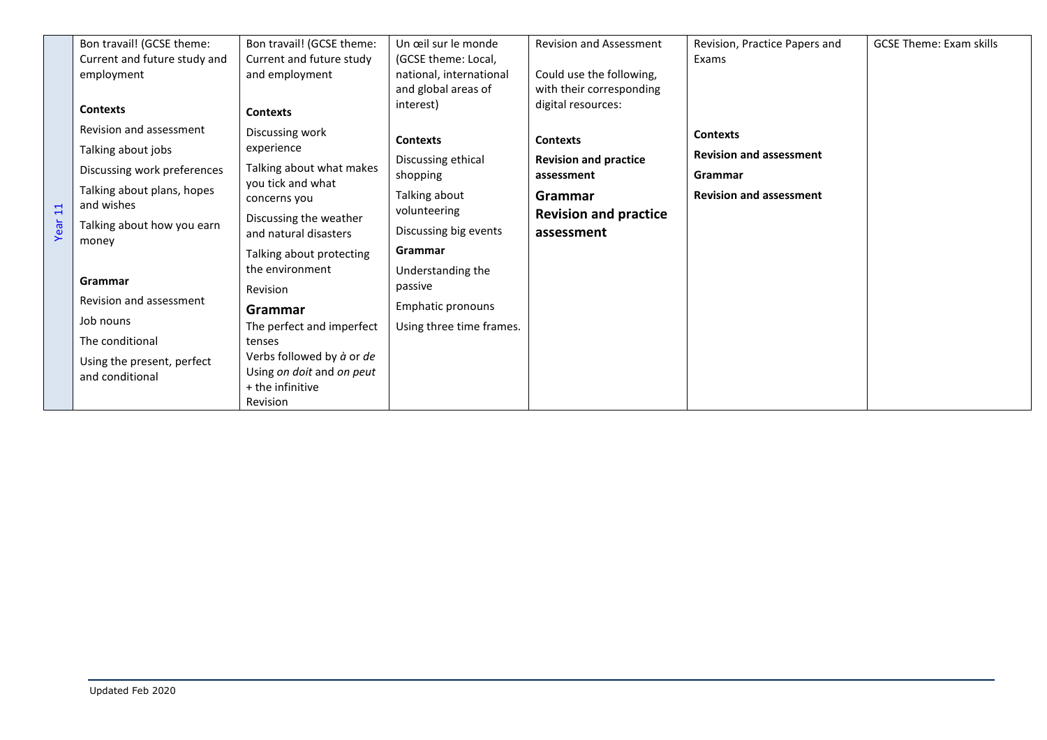| Year 11 | Bon travail! (GCSE theme: Current and future study and employment<br><br>**Contexts**<br>Revision and assessment<br>Talking about jobs<br>Discussing work preferences<br>Talking about plans, hopes and wishes<br>Talking about how you earn money<br><br>**Grammar**<br>Revision and assessment<br>Job nouns<br>The conditional<br>Using the present, perfect and conditional | Bon travail! (GCSE theme: Current and future study and employment<br><br>**Contexts**<br>Discussing work experience<br>Talking about what makes you tick and what concerns you<br>Discussing the weather and natural disasters<br>Talking about protecting the environment<br>Revision<br><br>**Grammar**<br>The perfect and imperfect tenses<br>Verbs followed by *à* or *de*<br>Using *on doit* and *on peut* + the infinitive<br>Revision | Un œil sur le monde (GCSE theme: Local, national, international and global areas of interest)<br><br>**Contexts**<br>Discussing ethical shopping<br>Talking about volunteering<br>Discussing big events<br>**Grammar**<br>Understanding the passive<br>Emphatic pronouns<br>Using three time frames. | Revision and Assessment<br><br>Could use the following, with their corresponding digital resources:<br><br>**Contexts**<br>**Revision and practice assessment**<br>**Grammar**<br>**Revision and practice assessment** | Revision, Practice Papers and Exams<br><br>**Contexts**<br>**Revision and assessment**<br>**Grammar**<br>**Revision and assessment** | GCSE Theme: Exam skills |
|---|---|---|---|---|---|---|

Updated Feb 2020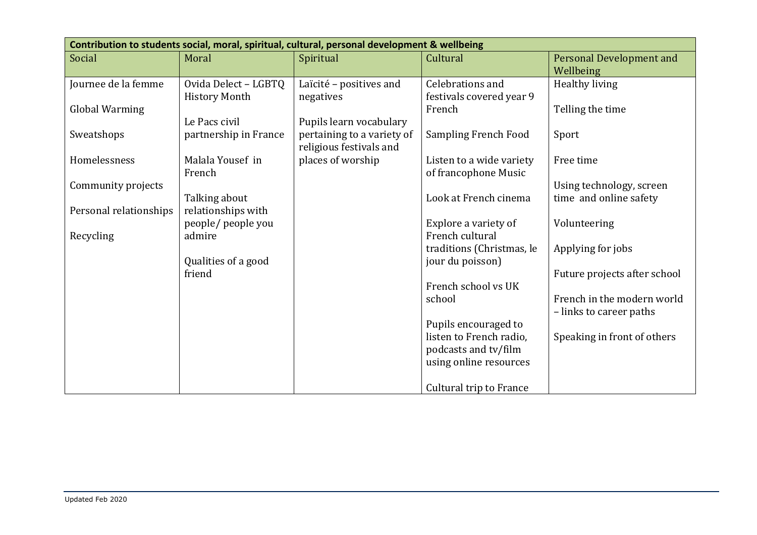| Contribution to students social, moral, spiritual, cultural, personal development & wellbeing | | | | |
|---|---|---|---|---|
| Social | Moral | Spiritual | Cultural | Personal Development and Wellbeing |
| Journee de la femme<br><br>Global Warming<br><br>Sweatshops<br><br>Homelessness<br><br>Community projects<br><br>Personal relationships<br><br>Recycling | Ovida Delect – LGBTQ History Month<br><br>Le Pacs civil partnership in France<br><br>Malala Yousef in French<br><br>Talking about relationships with people/ people you admire<br><br>Qualities of a good friend | Laïcité – positives and negatives<br><br>Pupils learn vocabulary pertaining to a variety of religious festivals and places of worship | Celebrations and festivals covered year 9 French<br><br>Sampling French Food<br><br>Listen to a wide variety of francophone Music<br><br>Look at French cinema<br><br>Explore a variety of French cultural traditions (Christmas, le jour du poisson)<br><br>French school vs UK school<br><br>Pupils encouraged to listen to French radio, podcasts and tv/film using online resources<br><br>Cultural trip to France | Healthy living<br><br>Telling the time<br><br>Sport<br><br>Free time<br><br>Using technology, screen time and online safety<br><br>Volunteering<br><br>Applying for jobs<br><br>Future projects after school<br><br>French in the modern world – links to career paths<br><br>Speaking in front of others |

Updated Feb 2020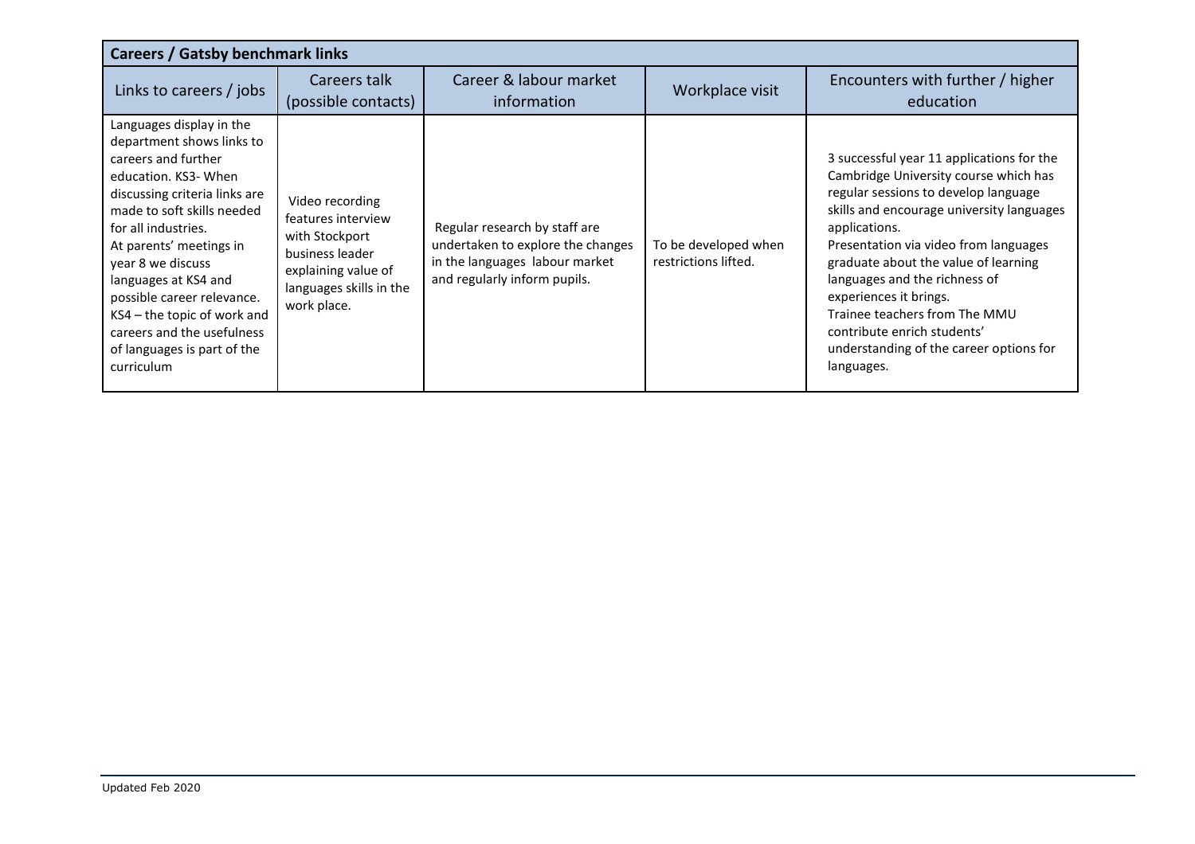| Careers / Gatsby benchmark links | | | | |
|---|---|---|---|---|
| Links to careers / jobs | Careers talk (possible contacts) | Career & labour market information | Workplace visit | Encounters with further / higher education |
| Languages display in the department shows links to careers and further education. KS3- When discussing criteria links are made to soft skills needed for all industries.<br>At parents' meetings in year 8 we discuss languages at KS4 and possible career relevance.<br>KS4 – the topic of work and careers and the usefulness of languages is part of the curriculum | Video recording features interview with Stockport business leader explaining value of languages skills in the work place. | Regular research by staff are undertaken to explore the changes in the languages labour market and regularly inform pupils. | To be developed when restrictions lifted. | 3 successful year 11 applications for the Cambridge University course which has regular sessions to develop language skills and encourage university languages applications.<br>Presentation via video from languages graduate about the value of learning languages and the richness of experiences it brings.<br>Trainee teachers from The MMU contribute enrich students' understanding of the career options for languages. |

Updated Feb 2020